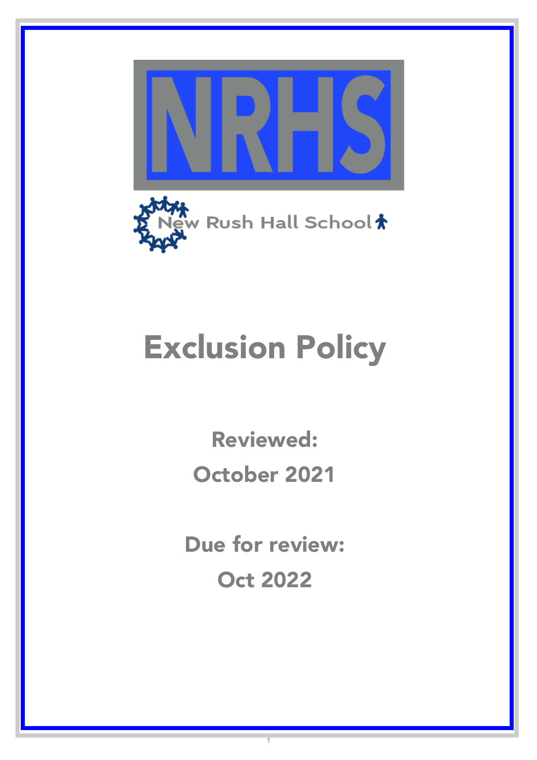NRHS

New Rush Hall School

# Exclusion Policy

**Reviewed:**

**October 2021**

**Due for review:**

**Oct 2022**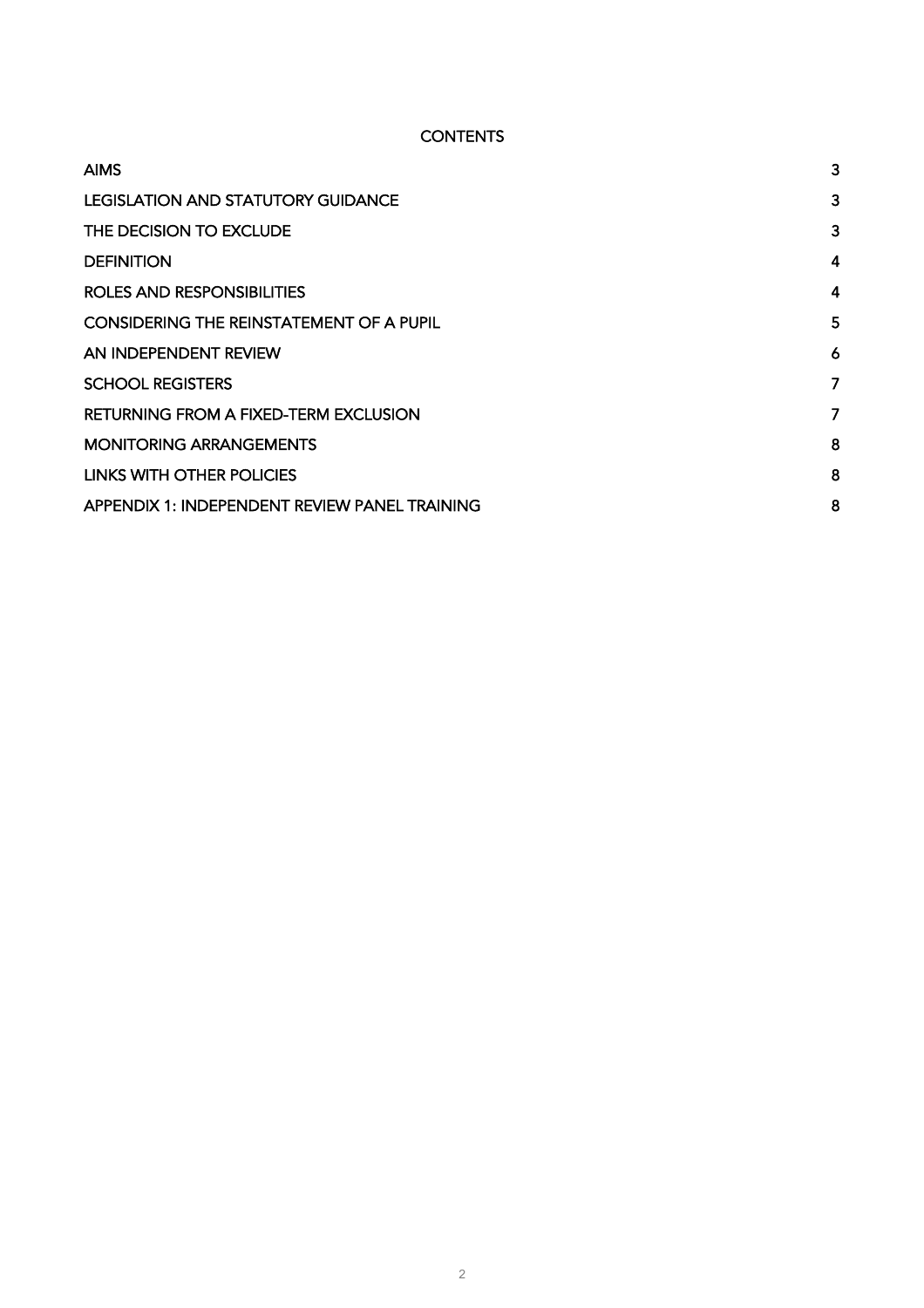# CONTENTS

| | |
|---|---|
| AIMS | 3 |
| LEGISLATION AND STATUTORY GUIDANCE | 3 |
| THE DECISION TO EXCLUDE | 3 |
| DEFINITION | 4 |
| ROLES AND RESPONSIBILITIES | 4 |
| CONSIDERING THE REINSTATEMENT OF A PUPIL | 5 |
| AN INDEPENDENT REVIEW | 6 |
| SCHOOL REGISTERS | 7 |
| RETURNING FROM A FIXED-TERM EXCLUSION | 7 |
| MONITORING ARRANGEMENTS | 8 |
| LINKS WITH OTHER POLICIES | 8 |
| APPENDIX 1: INDEPENDENT REVIEW PANEL TRAINING | 8 |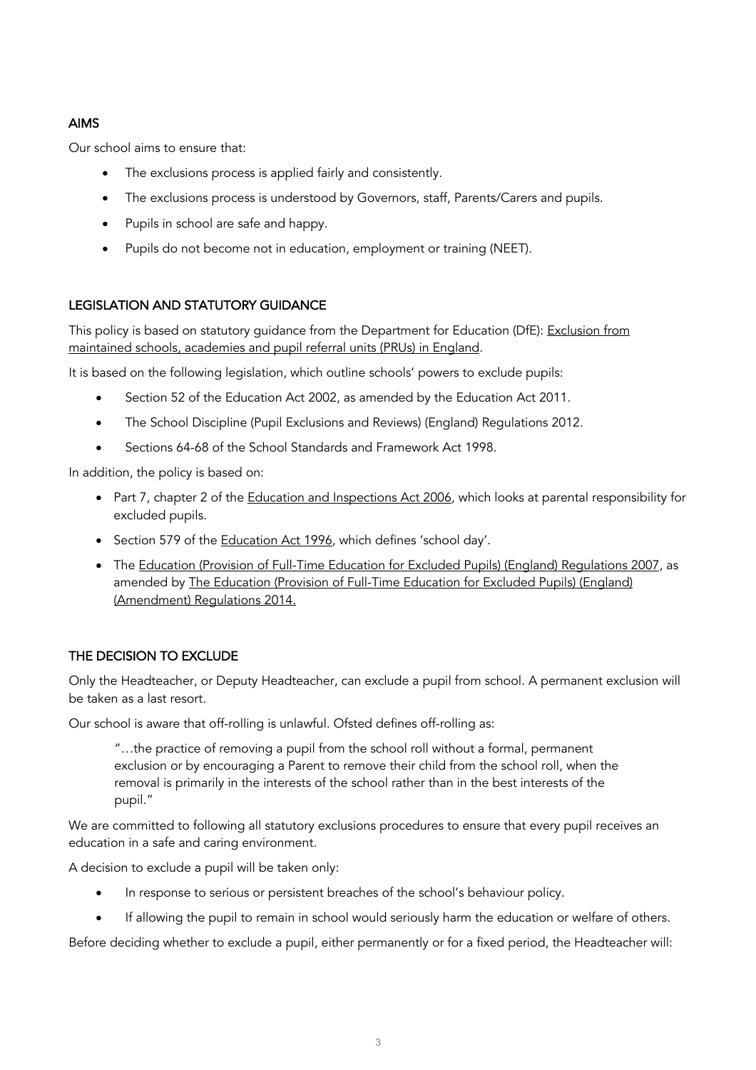## AIMS

Our school aims to ensure that:

- The exclusions process is applied fairly and consistently.
- The exclusions process is understood by Governors, staff, Parents/Carers and pupils.
- Pupils in school are safe and happy.
- Pupils do not become not in education, employment or training (NEET).

## LEGISLATION AND STATUTORY GUIDANCE

This policy is based on statutory guidance from the Department for Education (DfE): Exclusion from maintained schools, academies and pupil referral units (PRUs) in England.

It is based on the following legislation, which outline schools' powers to exclude pupils:

- Section 52 of the Education Act 2002, as amended by the Education Act 2011.
- The School Discipline (Pupil Exclusions and Reviews) (England) Regulations 2012.
- Sections 64-68 of the School Standards and Framework Act 1998.

In addition, the policy is based on:

- Part 7, chapter 2 of the Education and Inspections Act 2006, which looks at parental responsibility for excluded pupils.
- Section 579 of the Education Act 1996, which defines 'school day'.
- The Education (Provision of Full-Time Education for Excluded Pupils) (England) Regulations 2007, as amended by The Education (Provision of Full-Time Education for Excluded Pupils) (England) (Amendment) Regulations 2014.

## THE DECISION TO EXCLUDE

Only the Headteacher, or Deputy Headteacher, can exclude a pupil from school. A permanent exclusion will be taken as a last resort.

Our school is aware that off-rolling is unlawful. Ofsted defines off-rolling as:

> "…the practice of removing a pupil from the school roll without a formal, permanent exclusion or by encouraging a Parent to remove their child from the school roll, when the removal is primarily in the interests of the school rather than in the best interests of the pupil."

We are committed to following all statutory exclusions procedures to ensure that every pupil receives an education in a safe and caring environment.

A decision to exclude a pupil will be taken only:

- In response to serious or persistent breaches of the school's behaviour policy.
- If allowing the pupil to remain in school would seriously harm the education or welfare of others.

Before deciding whether to exclude a pupil, either permanently or for a fixed period, the Headteacher will: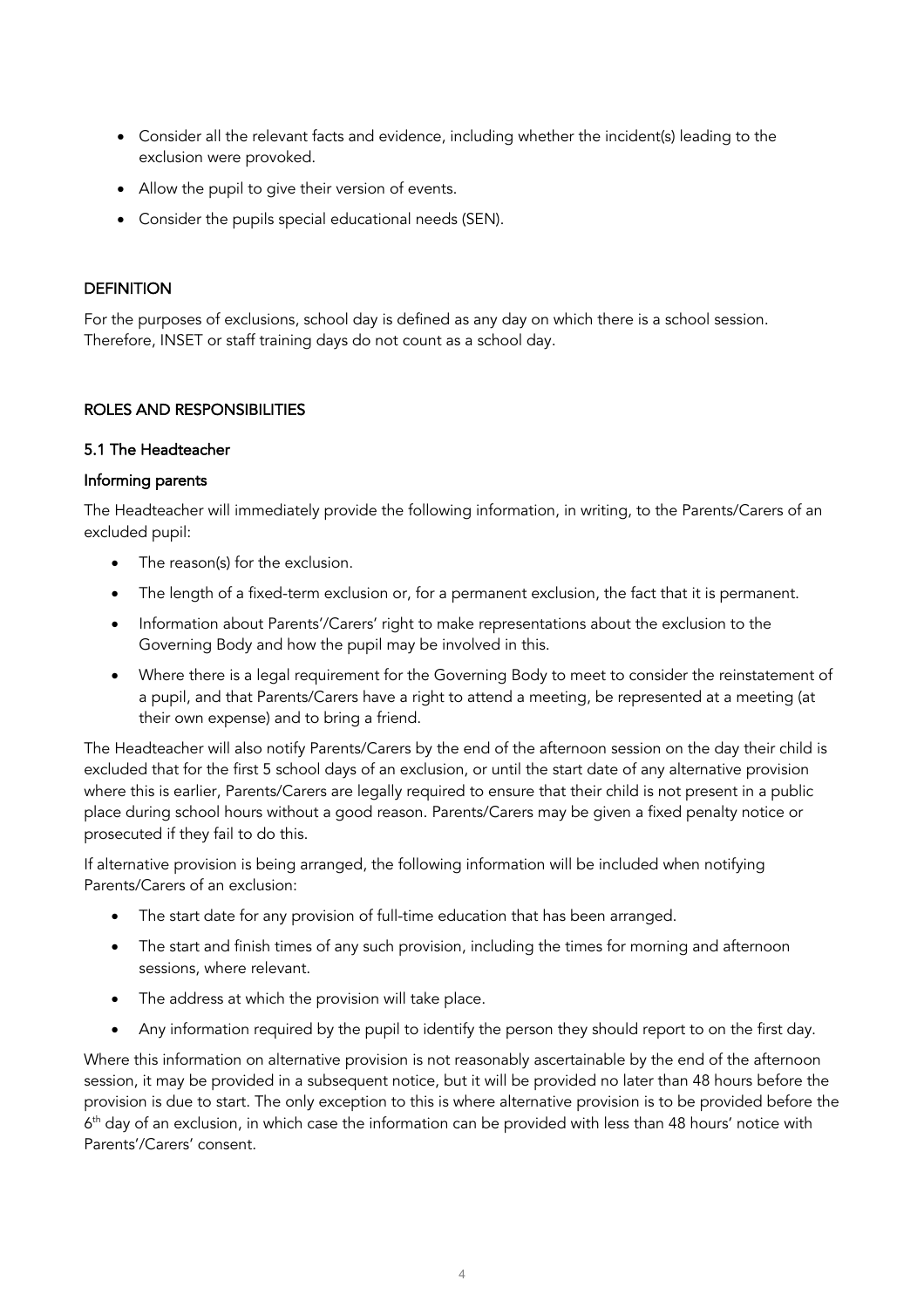- Consider all the relevant facts and evidence, including whether the incident(s) leading to the exclusion were provoked.
- Allow the pupil to give their version of events.
- Consider the pupils special educational needs (SEN).

## DEFINITION

For the purposes of exclusions, school day is defined as any day on which there is a school session. Therefore, INSET or staff training days do not count as a school day.

## ROLES AND RESPONSIBILITIES

### 5.1 The Headteacher

#### Informing parents

The Headteacher will immediately provide the following information, in writing, to the Parents/Carers of an excluded pupil:

- The reason(s) for the exclusion.
- The length of a fixed-term exclusion or, for a permanent exclusion, the fact that it is permanent.
- Information about Parents'/Carers' right to make representations about the exclusion to the Governing Body and how the pupil may be involved in this.
- Where there is a legal requirement for the Governing Body to meet to consider the reinstatement of a pupil, and that Parents/Carers have a right to attend a meeting, be represented at a meeting (at their own expense) and to bring a friend.

The Headteacher will also notify Parents/Carers by the end of the afternoon session on the day their child is excluded that for the first 5 school days of an exclusion, or until the start date of any alternative provision where this is earlier, Parents/Carers are legally required to ensure that their child is not present in a public place during school hours without a good reason. Parents/Carers may be given a fixed penalty notice or prosecuted if they fail to do this.

If alternative provision is being arranged, the following information will be included when notifying Parents/Carers of an exclusion:

- The start date for any provision of full-time education that has been arranged.
- The start and finish times of any such provision, including the times for morning and afternoon sessions, where relevant.
- The address at which the provision will take place.
- Any information required by the pupil to identify the person they should report to on the first day.

Where this information on alternative provision is not reasonably ascertainable by the end of the afternoon session, it may be provided in a subsequent notice, but it will be provided no later than 48 hours before the provision is due to start. The only exception to this is where alternative provision is to be provided before the 6th day of an exclusion, in which case the information can be provided with less than 48 hours' notice with Parents'/Carers' consent.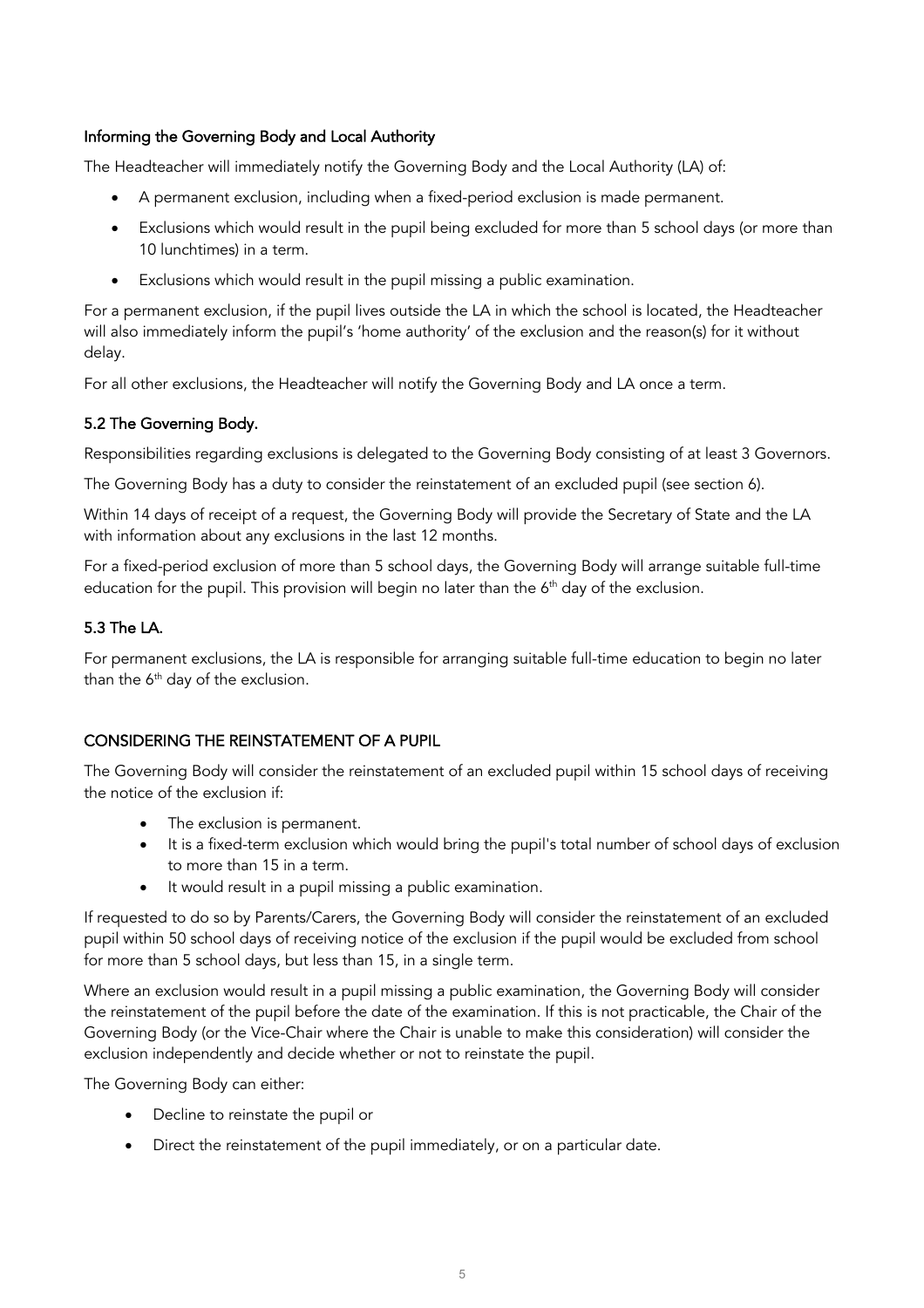### Informing the Governing Body and Local Authority

The Headteacher will immediately notify the Governing Body and the Local Authority (LA) of:

- A permanent exclusion, including when a fixed-period exclusion is made permanent.
- Exclusions which would result in the pupil being excluded for more than 5 school days (or more than 10 lunchtimes) in a term.
- Exclusions which would result in the pupil missing a public examination.

For a permanent exclusion, if the pupil lives outside the LA in which the school is located, the Headteacher will also immediately inform the pupil's 'home authority' of the exclusion and the reason(s) for it without delay.

For all other exclusions, the Headteacher will notify the Governing Body and LA once a term.

### 5.2 The Governing Body.

Responsibilities regarding exclusions is delegated to the Governing Body consisting of at least 3 Governors.

The Governing Body has a duty to consider the reinstatement of an excluded pupil (see section 6).

Within 14 days of receipt of a request, the Governing Body will provide the Secretary of State and the LA with information about any exclusions in the last 12 months.

For a fixed-period exclusion of more than 5 school days, the Governing Body will arrange suitable full-time education for the pupil. This provision will begin no later than the 6th day of the exclusion.

### 5.3 The LA.

For permanent exclusions, the LA is responsible for arranging suitable full-time education to begin no later than the 6th day of the exclusion.

## CONSIDERING THE REINSTATEMENT OF A PUPIL

The Governing Body will consider the reinstatement of an excluded pupil within 15 school days of receiving the notice of the exclusion if:

- The exclusion is permanent.
- It is a fixed-term exclusion which would bring the pupil's total number of school days of exclusion to more than 15 in a term.
- It would result in a pupil missing a public examination.

If requested to do so by Parents/Carers, the Governing Body will consider the reinstatement of an excluded pupil within 50 school days of receiving notice of the exclusion if the pupil would be excluded from school for more than 5 school days, but less than 15, in a single term.

Where an exclusion would result in a pupil missing a public examination, the Governing Body will consider the reinstatement of the pupil before the date of the examination. If this is not practicable, the Chair of the Governing Body (or the Vice-Chair where the Chair is unable to make this consideration) will consider the exclusion independently and decide whether or not to reinstate the pupil.

The Governing Body can either:

- Decline to reinstate the pupil or
- Direct the reinstatement of the pupil immediately, or on a particular date.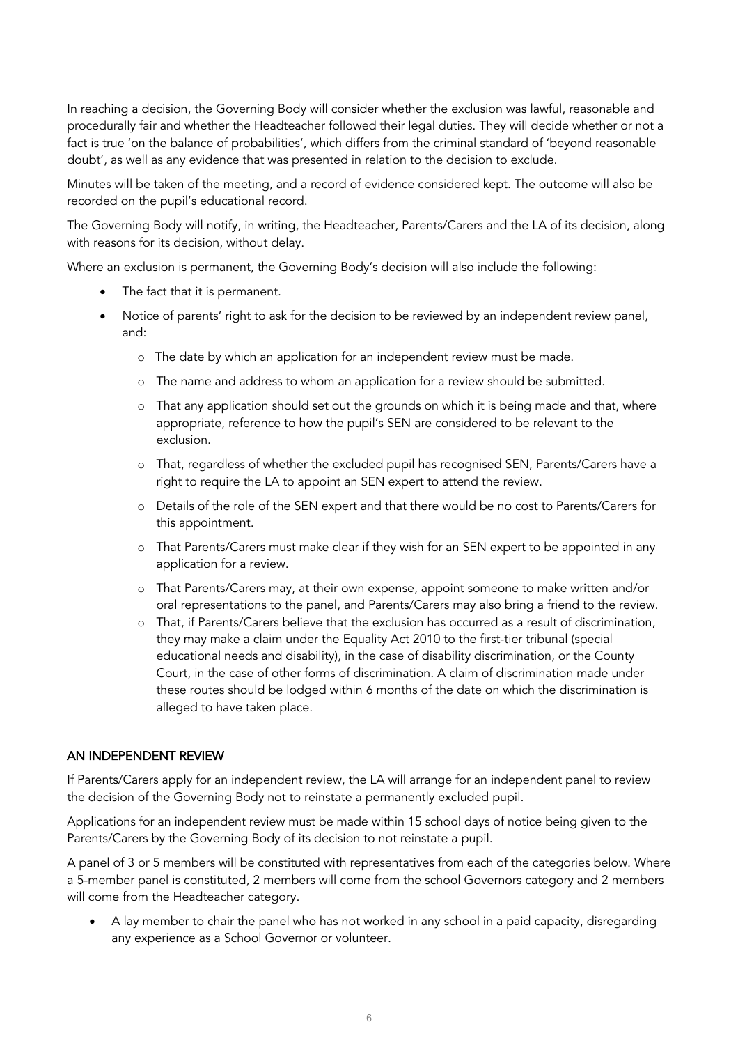In reaching a decision, the Governing Body will consider whether the exclusion was lawful, reasonable and procedurally fair and whether the Headteacher followed their legal duties. They will decide whether or not a fact is true 'on the balance of probabilities', which differs from the criminal standard of 'beyond reasonable doubt', as well as any evidence that was presented in relation to the decision to exclude.

Minutes will be taken of the meeting, and a record of evidence considered kept. The outcome will also be recorded on the pupil's educational record.

The Governing Body will notify, in writing, the Headteacher, Parents/Carers and the LA of its decision, along with reasons for its decision, without delay.

Where an exclusion is permanent, the Governing Body's decision will also include the following:

- The fact that it is permanent.
- Notice of parents' right to ask for the decision to be reviewed by an independent review panel, and:
  - The date by which an application for an independent review must be made.
  - The name and address to whom an application for a review should be submitted.
  - That any application should set out the grounds on which it is being made and that, where appropriate, reference to how the pupil's SEN are considered to be relevant to the exclusion.
  - That, regardless of whether the excluded pupil has recognised SEN, Parents/Carers have a right to require the LA to appoint an SEN expert to attend the review.
  - Details of the role of the SEN expert and that there would be no cost to Parents/Carers for this appointment.
  - That Parents/Carers must make clear if they wish for an SEN expert to be appointed in any application for a review.
  - That Parents/Carers may, at their own expense, appoint someone to make written and/or oral representations to the panel, and Parents/Carers may also bring a friend to the review.
  - That, if Parents/Carers believe that the exclusion has occurred as a result of discrimination, they may make a claim under the Equality Act 2010 to the first-tier tribunal (special educational needs and disability), in the case of disability discrimination, or the County Court, in the case of other forms of discrimination. A claim of discrimination made under these routes should be lodged within 6 months of the date on which the discrimination is alleged to have taken place.

## AN INDEPENDENT REVIEW

If Parents/Carers apply for an independent review, the LA will arrange for an independent panel to review the decision of the Governing Body not to reinstate a permanently excluded pupil.

Applications for an independent review must be made within 15 school days of notice being given to the Parents/Carers by the Governing Body of its decision to not reinstate a pupil.

A panel of 3 or 5 members will be constituted with representatives from each of the categories below. Where a 5-member panel is constituted, 2 members will come from the school Governors category and 2 members will come from the Headteacher category.

- A lay member to chair the panel who has not worked in any school in a paid capacity, disregarding any experience as a School Governor or volunteer.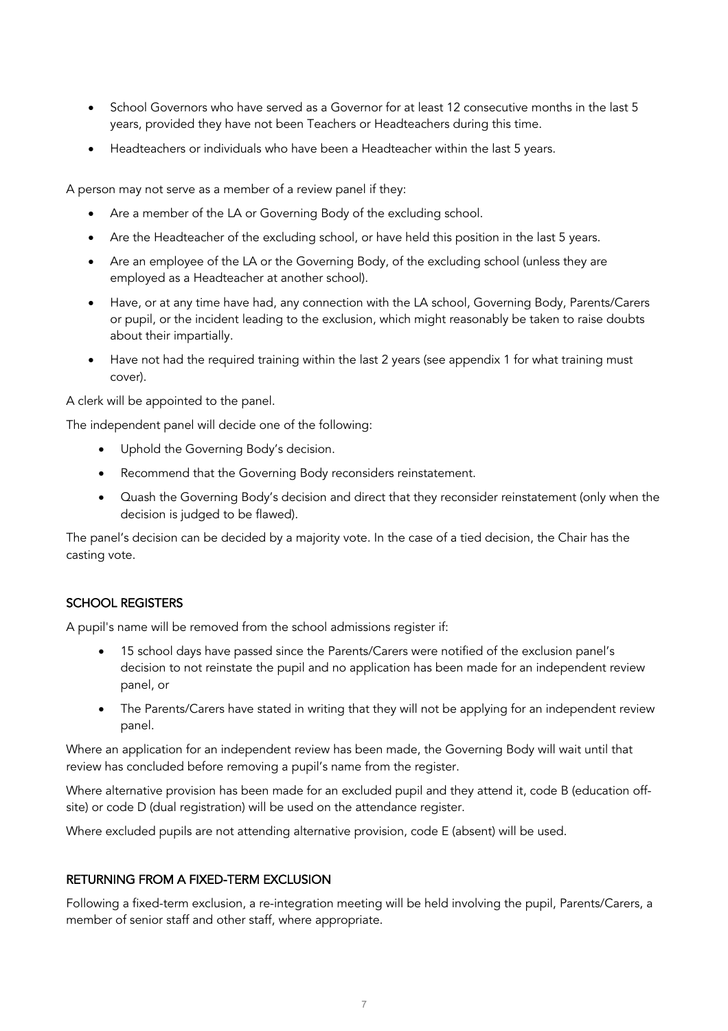- School Governors who have served as a Governor for at least 12 consecutive months in the last 5 years, provided they have not been Teachers or Headteachers during this time.
- Headteachers or individuals who have been a Headteacher within the last 5 years.

A person may not serve as a member of a review panel if they:

- Are a member of the LA or Governing Body of the excluding school.
- Are the Headteacher of the excluding school, or have held this position in the last 5 years.
- Are an employee of the LA or the Governing Body, of the excluding school (unless they are employed as a Headteacher at another school).
- Have, or at any time have had, any connection with the LA school, Governing Body, Parents/Carers or pupil, or the incident leading to the exclusion, which might reasonably be taken to raise doubts about their impartially.
- Have not had the required training within the last 2 years (see appendix 1 for what training must cover).

A clerk will be appointed to the panel.

The independent panel will decide one of the following:

- Uphold the Governing Body's decision.
- Recommend that the Governing Body reconsiders reinstatement.
- Quash the Governing Body's decision and direct that they reconsider reinstatement (only when the decision is judged to be flawed).

The panel's decision can be decided by a majority vote. In the case of a tied decision, the Chair has the casting vote.

## SCHOOL REGISTERS

A pupil's name will be removed from the school admissions register if:

- 15 school days have passed since the Parents/Carers were notified of the exclusion panel's decision to not reinstate the pupil and no application has been made for an independent review panel, or
- The Parents/Carers have stated in writing that they will not be applying for an independent review panel.

Where an application for an independent review has been made, the Governing Body will wait until that review has concluded before removing a pupil's name from the register.

Where alternative provision has been made for an excluded pupil and they attend it, code B (education off-site) or code D (dual registration) will be used on the attendance register.

Where excluded pupils are not attending alternative provision, code E (absent) will be used.

## RETURNING FROM A FIXED-TERM EXCLUSION

Following a fixed-term exclusion, a re-integration meeting will be held involving the pupil, Parents/Carers, a member of senior staff and other staff, where appropriate.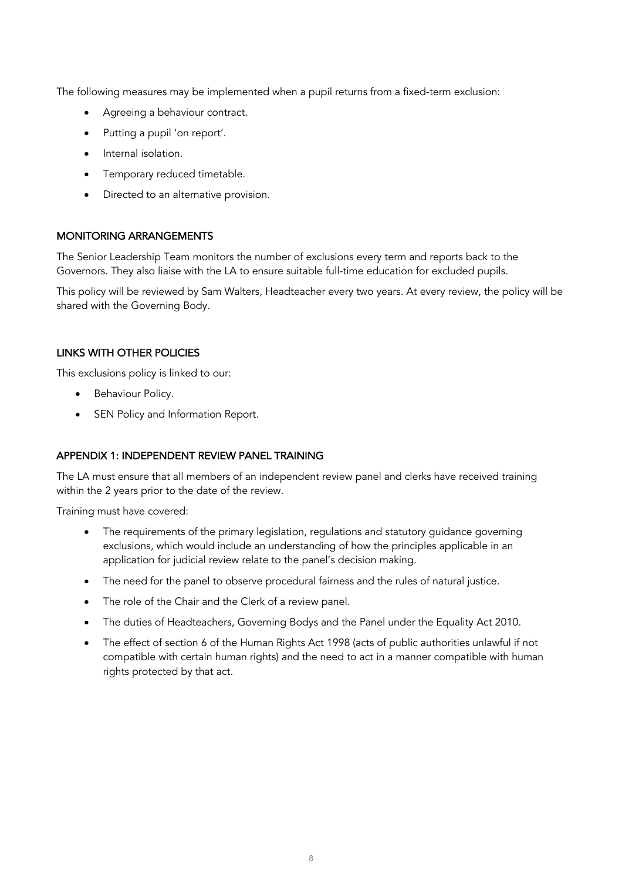The following measures may be implemented when a pupil returns from a fixed-term exclusion:

- Agreeing a behaviour contract.
- Putting a pupil 'on report'.
- Internal isolation.
- Temporary reduced timetable.
- Directed to an alternative provision.

## MONITORING ARRANGEMENTS

The Senior Leadership Team monitors the number of exclusions every term and reports back to the Governors. They also liaise with the LA to ensure suitable full-time education for excluded pupils.

This policy will be reviewed by Sam Walters, Headteacher every two years. At every review, the policy will be shared with the Governing Body.

## LINKS WITH OTHER POLICIES

This exclusions policy is linked to our:

- Behaviour Policy.
- SEN Policy and Information Report.

## APPENDIX 1: INDEPENDENT REVIEW PANEL TRAINING

The LA must ensure that all members of an independent review panel and clerks have received training within the 2 years prior to the date of the review.

Training must have covered:

- The requirements of the primary legislation, regulations and statutory guidance governing exclusions, which would include an understanding of how the principles applicable in an application for judicial review relate to the panel's decision making.
- The need for the panel to observe procedural fairness and the rules of natural justice.
- The role of the Chair and the Clerk of a review panel.
- The duties of Headteachers, Governing Bodys and the Panel under the Equality Act 2010.
- The effect of section 6 of the Human Rights Act 1998 (acts of public authorities unlawful if not compatible with certain human rights) and the need to act in a manner compatible with human rights protected by that act.